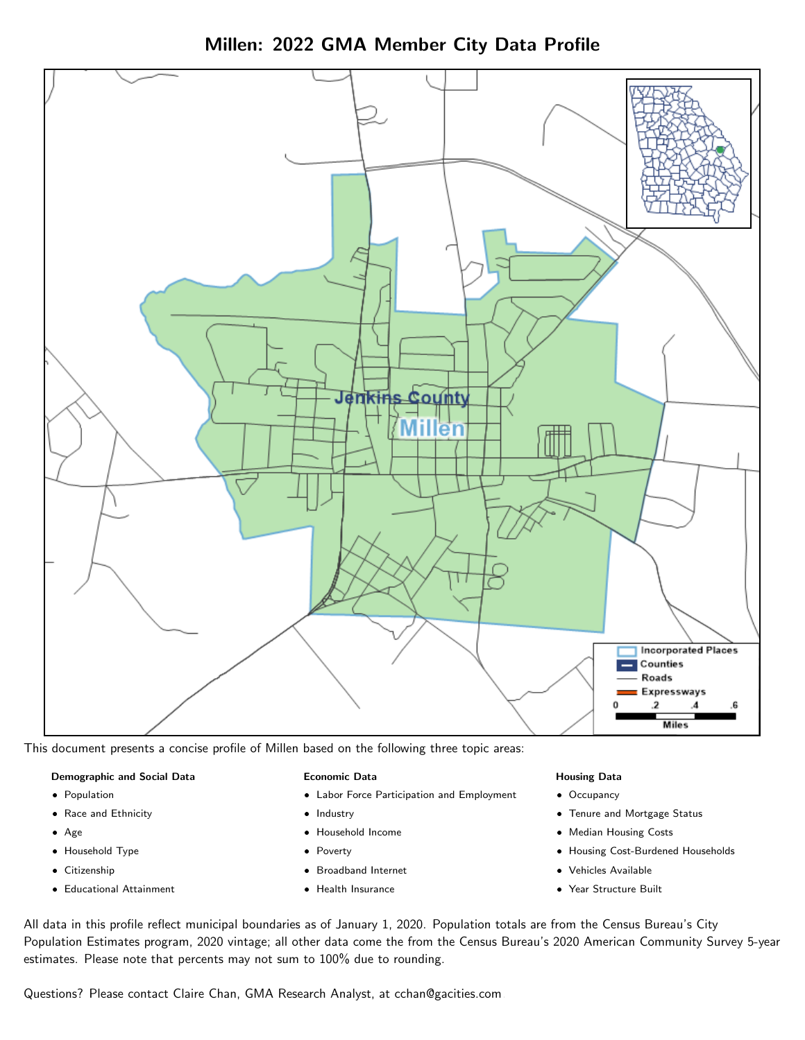# Millen: 2022 GMA Member City Data Profile

This document presents a concise profile of Millen based on the following three topic areas:

**Demographic and Social Data**

- Population
- Race and Ethnicity
- Age
- Household Type
- Citizenship
- Educational Attainment

**Economic Data**

- Labor Force Participation and Employment
- Industry
- Household Income
- Poverty
- Broadband Internet
- Health Insurance

**Housing Data**

- Occupancy
- Tenure and Mortgage Status
- Median Housing Costs
- Housing Cost-Burdened Households
- Vehicles Available
- Year Structure Built

All data in this profile reflect municipal boundaries as of January 1, 2020. Population totals are from the Census Bureau's City Population Estimates program, 2020 vintage; all other data come the from the Census Bureau's 2020 American Community Survey 5-year estimates. Please note that percents may not sum to 100% due to rounding.

Questions? Please contact Claire Chan, GMA Research Analyst, at cchan@gacities.com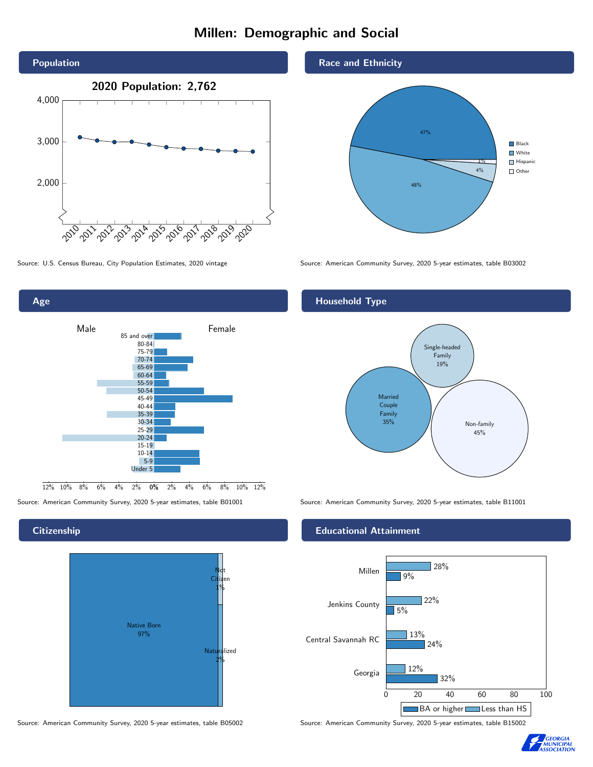# Millen: Demographic and Social

## Population

**2020 Population: 2,762**

Source: U.S. Census Bureau, City Population Estimates, 2020 vintage

## Race and Ethnicity

| Race/Ethnicity | Percent |
|---|---|
| Black | 47% |
| White | 48% |
| Hispanic | 4% |
| Other | 1% |

Source: American Community Survey, 2020 5-year estimates, table B03002

## Age

Source: American Community Survey, 2020 5-year estimates, table B01001

## Household Type

| Household Type | Percent |
|---|---|
| Married Couple Family | 35% |
| Single-headed Family | 19% |
| Non-family | 45% |

Source: American Community Survey, 2020 5-year estimates, table B11001

## Citizenship

| Citizenship | Percent |
|---|---|
| Native Born | 97% |
| Naturalized | 2% |
| Not Citizen | 1% |

Source: American Community Survey, 2020 5-year estimates, table B05002

## Educational Attainment

| | Less than HS | BA or higher |
|---|---|---|
| Millen | 28% | 9% |
| Jenkins County | 22% | 5% |
| Central Savannah RC | 13% | 24% |
| Georgia | 12% | 32% |

Source: American Community Survey, 2020 5-year estimates, table B15002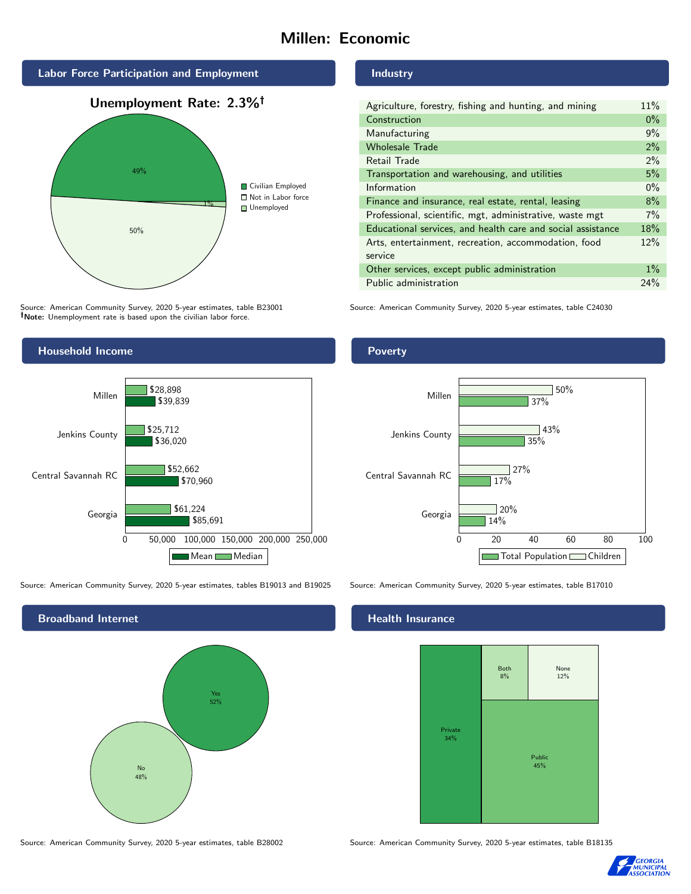# Millen: Economic

## Labor Force Participation and Employment

**Unemployment Rate: 2.3%†**

| Category | Percent |
|---|---|
| Civilian Employed | 49% |
| Not in Labor force | 50% |
| Unemployed | 1% |

Source: American Community Survey, 2020 5-year estimates, table B23001
**†Note:** Unemployment rate is based upon the civilian labor force.

## Industry

| Industry | Percent |
|---|---|
| Agriculture, forestry, fishing and hunting, and mining | 11% |
| Construction | 0% |
| Manufacturing | 9% |
| Wholesale Trade | 2% |
| Retail Trade | 2% |
| Transportation and warehousing, and utilities | 5% |
| Information | 0% |
| Finance and insurance, real estate, rental, leasing | 8% |
| Professional, scientific, mgt, administrative, waste mgt | 7% |
| Educational services, and health care and social assistance | 18% |
| Arts, entertainment, recreation, accommodation, food service | 12% |
| Other services, except public administration | 1% |
| Public administration | 24% |

Source: American Community Survey, 2020 5-year estimates, table C24030

## Household Income

| | Median | Mean |
|---|---|---|
| Millen | $28,898 | $39,839 |
| Jenkins County | $25,712 | $36,020 |
| Central Savannah RC | $52,662 | $70,960 |
| Georgia | $61,224 | $85,691 |

Source: American Community Survey, 2020 5-year estimates, tables B19013 and B19025

## Poverty

| | Children | Total Population |
|---|---|---|
| Millen | 50% | 37% |
| Jenkins County | 43% | 35% |
| Central Savannah RC | 27% | 17% |
| Georgia | 20% | 14% |

Source: American Community Survey, 2020 5-year estimates, table B17010

## Broadband Internet

| | Percent |
|---|---|
| Yes | 52% |
| No | 48% |

Source: American Community Survey, 2020 5-year estimates, table B28002

## Health Insurance

| Type | Percent |
|---|---|
| Private | 34% |
| Public | 45% |
| Both | 8% |
| None | 12% |

Source: American Community Survey, 2020 5-year estimates, table B18135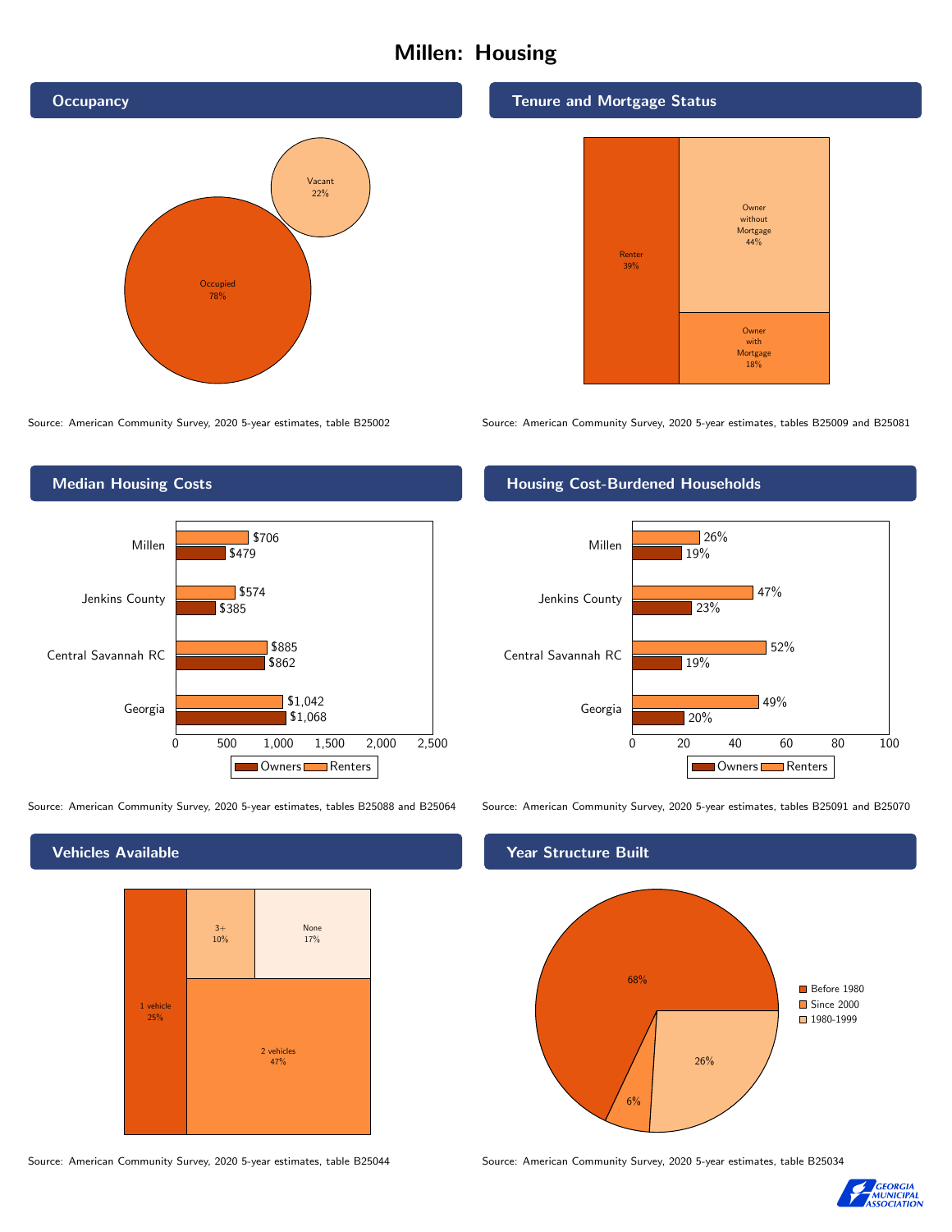# Millen: Housing

## Occupancy

Vacant
22%

Occupied
78%

Source: American Community Survey, 2020 5-year estimates, table B25002

## Tenure and Mortgage Status

Renter
39%

Owner
without
Mortgage
44%

Owner
with
Mortgage
18%

Source: American Community Survey, 2020 5-year estimates, tables B25009 and B25081

## Median Housing Costs

Millen
$706
$479

Jenkins County
$574
$385

Central Savannah RC
$885
$862

Georgia
$1,042
$1,068

0 500 1,000 1,500 2,000 2,500

Owners Renters

Source: American Community Survey, 2020 5-year estimates, tables B25088 and B25064

## Housing Cost-Burdened Households

Millen
26%
19%

Jenkins County
47%
23%

Central Savannah RC
52%
19%

Georgia
49%
20%

0 20 40 60 80 100

Owners Renters

Source: American Community Survey, 2020 5-year estimates, tables B25091 and B25070

## Vehicles Available

1 vehicle
25%

3+
10%

None
17%

2 vehicles
47%

Source: American Community Survey, 2020 5-year estimates, table B25044

## Year Structure Built

68%

6%

26%

Before 1980
Since 2000
1980-1999

Source: American Community Survey, 2020 5-year estimates, table B25034